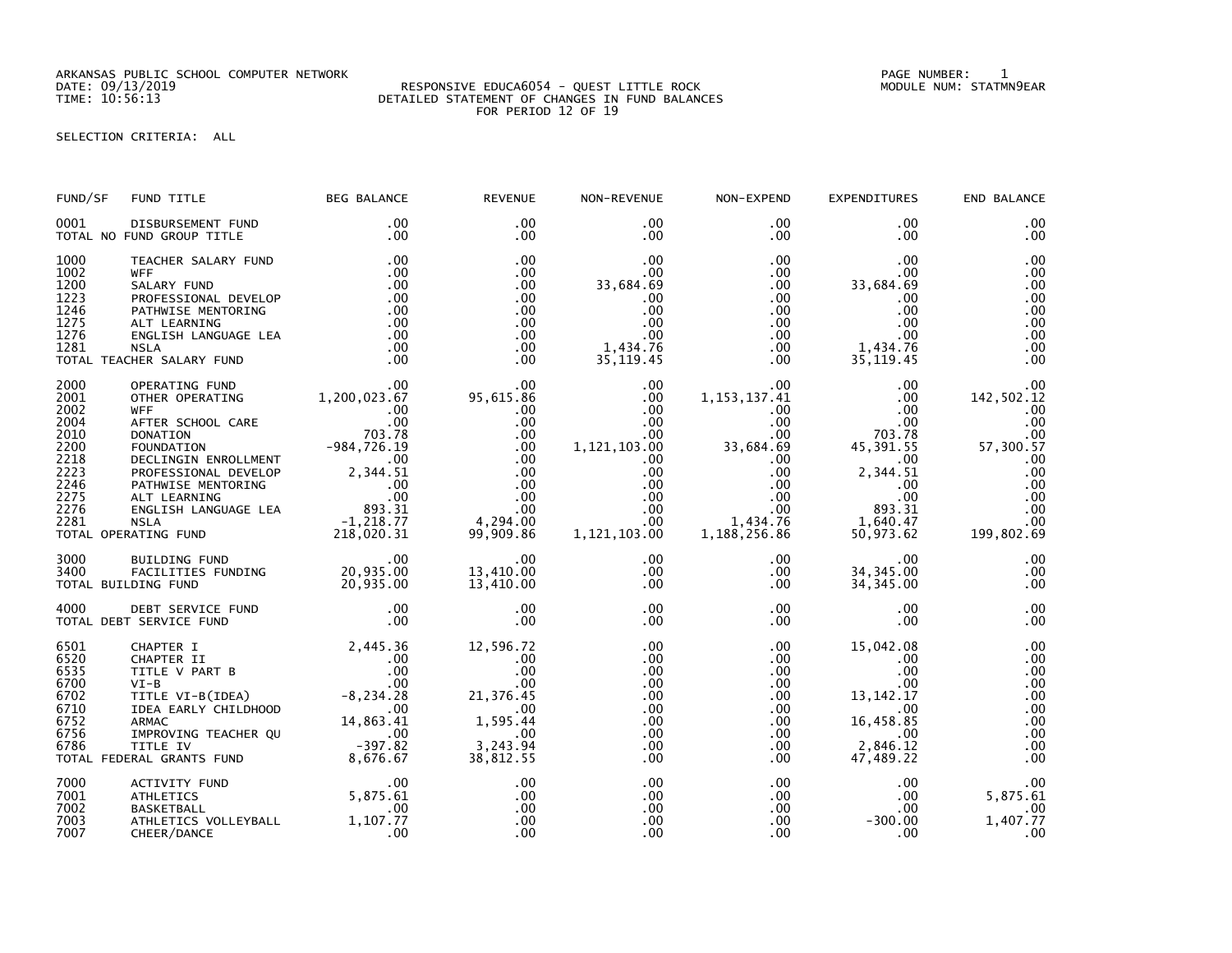ARKANSAS PUBLIC SCHOOL COMPUTER NETWORK
DATE: 09/13/2019
TIME: 10:56:13

RESPONSIVE EDUCA6054 - QUEST LITTLE ROCK
DETAILED STATEMENT OF CHANGES IN FUND BALANCES
FOR PERIOD 12 OF 19

PAGE NUMBER: 1
MODULE NUM: STATMN9EAR

SELECTION CRITERIA: ALL

| FUND/SF | FUND TITLE | BEG BALANCE | REVENUE | NON-REVENUE | NON-EXPEND | EXPENDITURES | END BALANCE |
|---|---|---|---|---|---|---|---|
| 0001 | DISBURSEMENT FUND | .00 | .00 | .00 | .00 | .00 | .00 |
| TOTAL NO FUND GROUP TITLE | | .00 | .00 | .00 | .00 | .00 | .00 |
| 1000 | TEACHER SALARY FUND | .00 | .00 | .00 | .00 | .00 | .00 |
| 1002 | WFF | .00 | .00 | .00 | .00 | .00 | .00 |
| 1200 | SALARY FUND | .00 | .00 | 33,684.69 | .00 | 33,684.69 | .00 |
| 1223 | PROFESSIONAL DEVELOP | .00 | .00 | .00 | .00 | .00 | .00 |
| 1246 | PATHWISE MENTORING | .00 | .00 | .00 | .00 | .00 | .00 |
| 1275 | ALT LEARNING | .00 | .00 | .00 | .00 | .00 | .00 |
| 1276 | ENGLISH LANGUAGE LEA | .00 | .00 | .00 | .00 | .00 | .00 |
| 1281 | NSLA | .00 | .00 | 1,434.76 | .00 | 1,434.76 | .00 |
| TOTAL TEACHER SALARY FUND | | .00 | .00 | 35,119.45 | .00 | 35,119.45 | .00 |
| 2000 | OPERATING FUND | .00 | .00 | .00 | .00 | .00 | .00 |
| 2001 | OTHER OPERATING | 1,200,023.67 | 95,615.86 | .00 | 1,153,137.41 | .00 | 142,502.12 |
| 2002 | WFF | .00 | .00 | .00 | .00 | .00 | .00 |
| 2004 | AFTER SCHOOL CARE | .00 | .00 | .00 | .00 | .00 | .00 |
| 2010 | DONATION | 703.78 | .00 | .00 | .00 | 703.78 | .00 |
| 2200 | FOUNDATION | -984,726.19 | .00 | 1,121,103.00 | 33,684.69 | 45,391.55 | 57,300.57 |
| 2218 | DECLINGIN ENROLLMENT | .00 | .00 | .00 | .00 | .00 | .00 |
| 2223 | PROFESSIONAL DEVELOP | 2,344.51 | .00 | .00 | .00 | 2,344.51 | .00 |
| 2246 | PATHWISE MENTORING | .00 | .00 | .00 | .00 | .00 | .00 |
| 2275 | ALT LEARNING | .00 | .00 | .00 | .00 | .00 | .00 |
| 2276 | ENGLISH LANGUAGE LEA | 893.31 | .00 | .00 | .00 | 893.31 | .00 |
| 2281 | NSLA | -1,218.77 | 4,294.00 | .00 | 1,434.76 | 1,640.47 | .00 |
| TOTAL OPERATING FUND | | 218,020.31 | 99,909.86 | 1,121,103.00 | 1,188,256.86 | 50,973.62 | 199,802.69 |
| 3000 | BUILDING FUND | .00 | .00 | .00 | .00 | .00 | .00 |
| 3400 | FACILITIES FUNDING | 20,935.00 | 13,410.00 | .00 | .00 | 34,345.00 | .00 |
| TOTAL BUILDING FUND | | 20,935.00 | 13,410.00 | .00 | .00 | 34,345.00 | .00 |
| 4000 | DEBT SERVICE FUND | .00 | .00 | .00 | .00 | .00 | .00 |
| TOTAL DEBT SERVICE FUND | | .00 | .00 | .00 | .00 | .00 | .00 |
| 6501 | CHAPTER I | 2,445.36 | 12,596.72 | .00 | .00 | 15,042.08 | .00 |
| 6520 | CHAPTER II | .00 | .00 | .00 | .00 | .00 | .00 |
| 6535 | TITLE V PART B | .00 | .00 | .00 | .00 | .00 | .00 |
| 6700 | VI-B | .00 | .00 | .00 | .00 | .00 | .00 |
| 6702 | TITLE VI-B(IDEA) | -8,234.28 | 21,376.45 | .00 | .00 | 13,142.17 | .00 |
| 6710 | IDEA EARLY CHILDHOOD | .00 | .00 | .00 | .00 | .00 | .00 |
| 6752 | ARMAC | 14,863.41 | 1,595.44 | .00 | .00 | 16,458.85 | .00 |
| 6756 | IMPROVING TEACHER QU | .00 | .00 | .00 | .00 | .00 | .00 |
| 6786 | TITLE IV | -397.82 | 3,243.94 | .00 | .00 | 2,846.12 | .00 |
| TOTAL FEDERAL GRANTS FUND | | 8,676.67 | 38,812.55 | .00 | .00 | 47,489.22 | .00 |
| 7000 | ACTIVITY FUND | .00 | .00 | .00 | .00 | .00 | .00 |
| 7001 | ATHLETICS | 5,875.61 | .00 | .00 | .00 | .00 | 5,875.61 |
| 7002 | BASKETBALL | .00 | .00 | .00 | .00 | .00 | .00 |
| 7003 | ATHLETICS VOLLEYBALL | 1,107.77 | .00 | .00 | .00 | -300.00 | 1,407.77 |
| 7007 | CHEER/DANCE | .00 | .00 | .00 | .00 | .00 | .00 |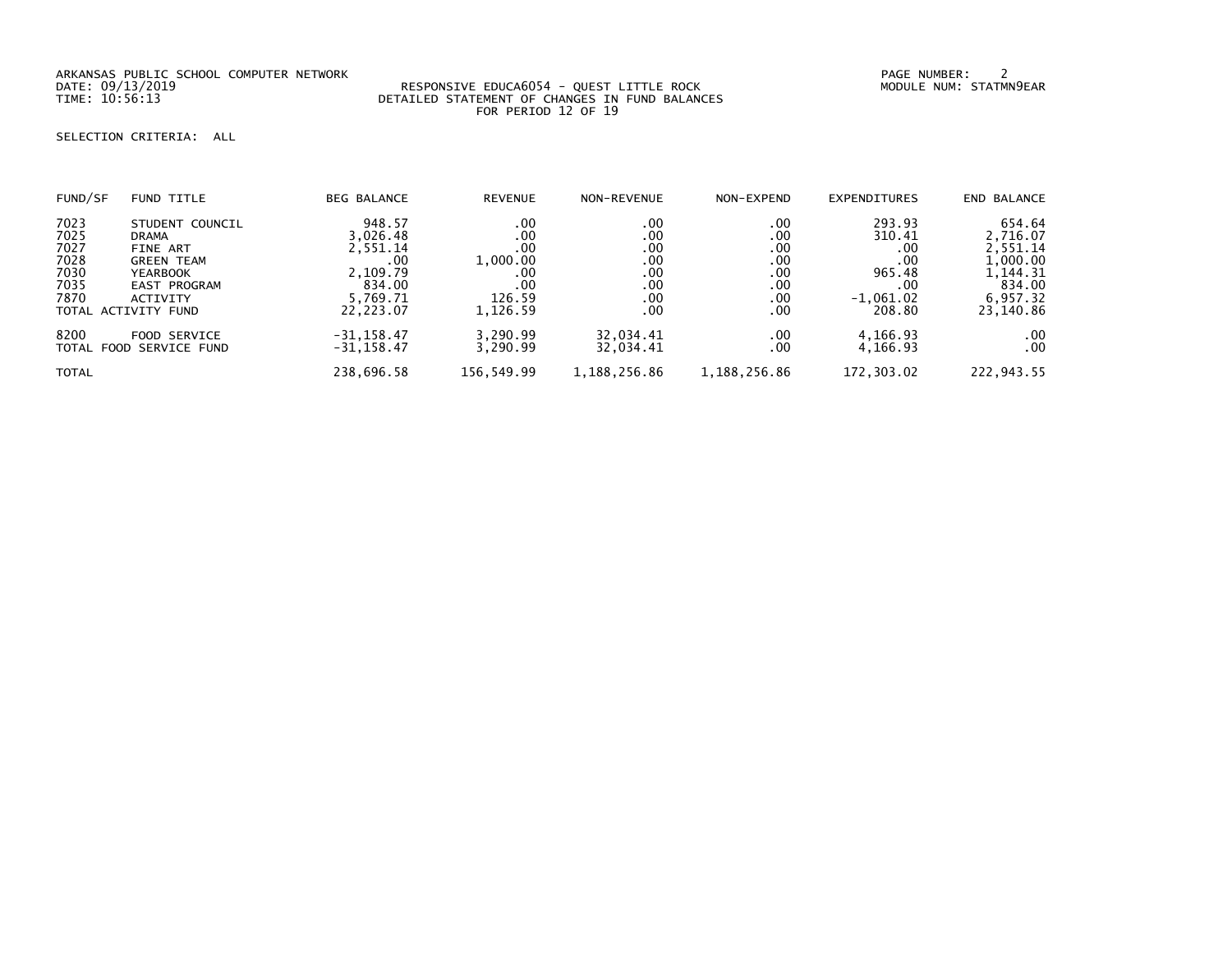ARKANSAS PUBLIC SCHOOL COMPUTER NETWORK
DATE: 09/13/2019
TIME: 10:56:13

RESPONSIVE EDUCA6054 - QUEST LITTLE ROCK
DETAILED STATEMENT OF CHANGES IN FUND BALANCES
FOR PERIOD 12 OF 19

PAGE NUMBER: 2
MODULE NUM: STATMN9EAR

SELECTION CRITERIA: ALL

| FUND/SF | FUND TITLE | BEG BALANCE | REVENUE | NON-REVENUE | NON-EXPEND | EXPENDITURES | END BALANCE |
|---|---|---|---|---|---|---|---|
| 7023 | STUDENT COUNCIL | 948.57 | .00 | .00 | .00 | 293.93 | 654.64 |
| 7025 | DRAMA | 3,026.48 | .00 | .00 | .00 | 310.41 | 2,716.07 |
| 7027 | FINE ART | 2,551.14 | .00 | .00 | .00 | .00 | 2,551.14 |
| 7028 | GREEN TEAM | .00 | 1,000.00 | .00 | .00 | .00 | 1,000.00 |
| 7030 | YEARBOOK | 2,109.79 | .00 | .00 | .00 | 965.48 | 1,144.31 |
| 7035 | EAST PROGRAM | 834.00 | .00 | .00 | .00 | .00 | 834.00 |
| 7870 | ACTIVITY | 5,769.71 | 126.59 | .00 | .00 | -1,061.02 | 6,957.32 |
| TOTAL ACTIVITY FUND | | 22,223.07 | 1,126.59 | .00 | .00 | 208.80 | 23,140.86 |
| 8200 | FOOD SERVICE | -31,158.47 | 3,290.99 | 32,034.41 | .00 | 4,166.93 | .00 |
| TOTAL FOOD SERVICE FUND | | -31,158.47 | 3,290.99 | 32,034.41 | .00 | 4,166.93 | .00 |
| TOTAL | | 238,696.58 | 156,549.99 | 1,188,256.86 | 1,188,256.86 | 172,303.02 | 222,943.55 |